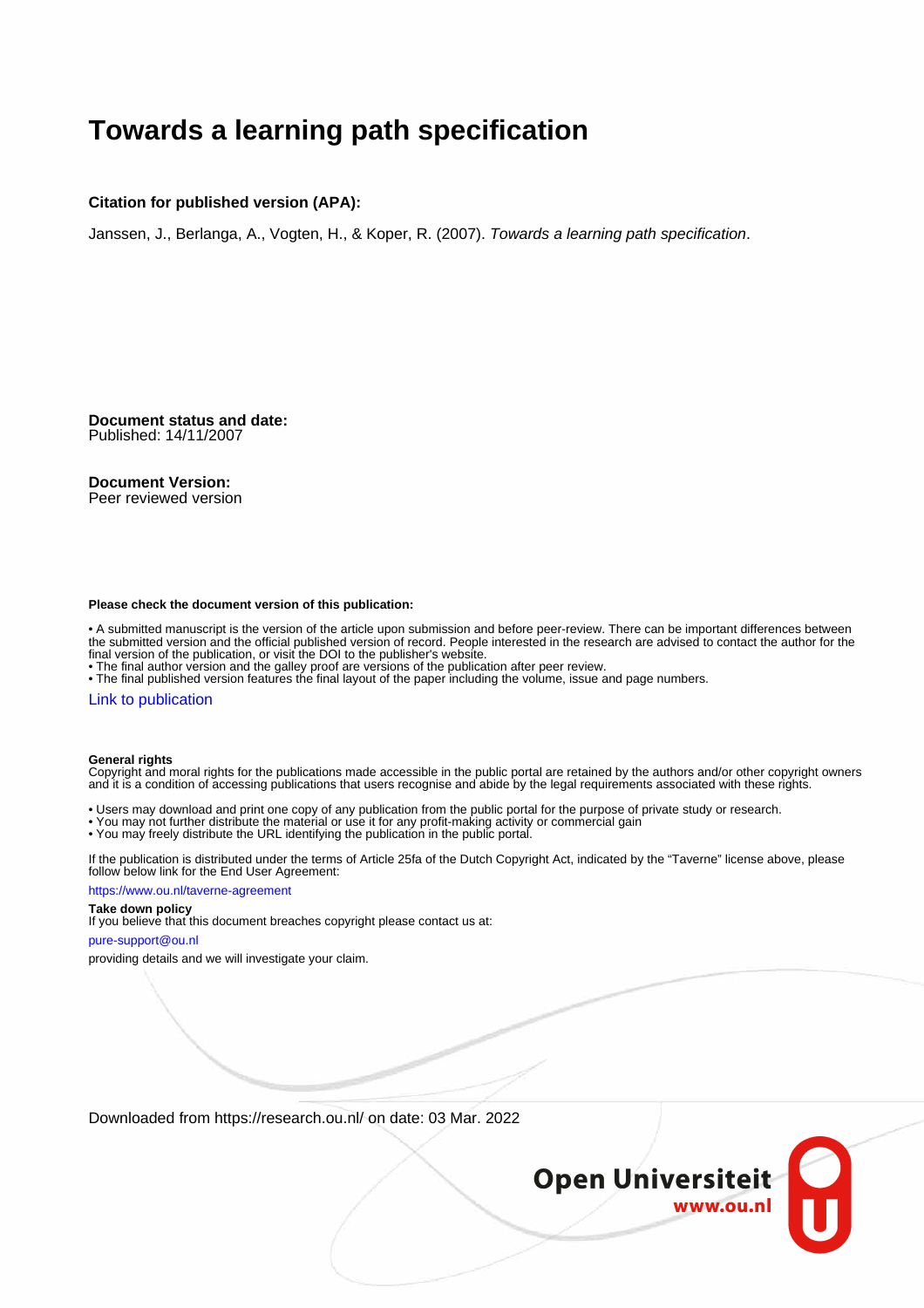# Towards a learning path specification

**Citation for published version (APA):**

Janssen, J., Berlanga, A., Vogten, H., & Koper, R. (2007). *Towards a learning path specification*.

**Document status and date:**
Published: 14/11/2007

**Document Version:**
Peer reviewed version

**Please check the document version of this publication:**

• A submitted manuscript is the version of the article upon submission and before peer-review. There can be important differences between the submitted version and the official published version of record. People interested in the research are advised to contact the author for the final version of the publication, or visit the DOI to the publisher's website.
• The final author version and the galley proof are versions of the publication after peer review.
• The final published version features the final layout of the paper including the volume, issue and page numbers.

Link to publication

**General rights**
Copyright and moral rights for the publications made accessible in the public portal are retained by the authors and/or other copyright owners and it is a condition of accessing publications that users recognise and abide by the legal requirements associated with these rights.

• Users may download and print one copy of any publication from the public portal for the purpose of private study or research.
• You may not further distribute the material or use it for any profit-making activity or commercial gain
• You may freely distribute the URL identifying the publication in the public portal.

If the publication is distributed under the terms of Article 25fa of the Dutch Copyright Act, indicated by the "Taverne" license above, please follow below link for the End User Agreement:

https://www.ou.nl/taverne-agreement

**Take down policy**
If you believe that this document breaches copyright please contact us at:

pure-support@ou.nl

providing details and we will investigate your claim.

Downloaded from https://research.ou.nl/ on date: 03 Mar. 2022

Open Universiteit
www.ou.nl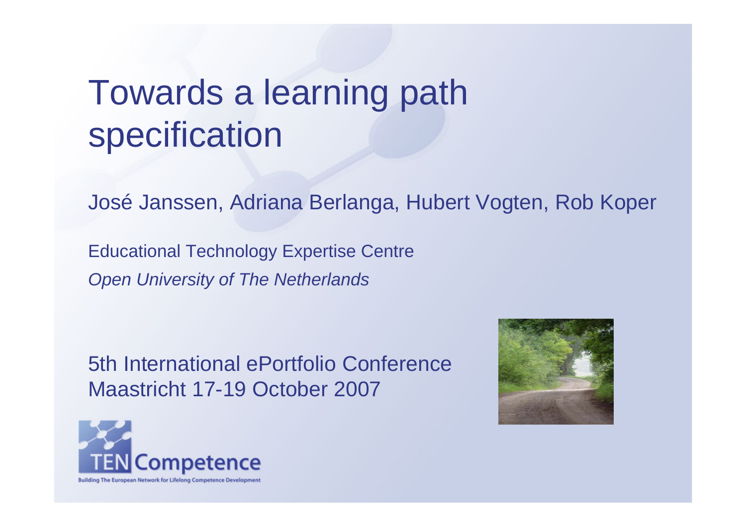# Towards a learning path specification

José Janssen, Adriana Berlanga, Hubert Vogten, Rob Koper

Educational Technology Expertise Centre

*Open University of The Netherlands*

5th International ePortfolio Conference
Maastricht 17-19 October 2007

TEN Competence

Building The European Network for Lifelong Competence Development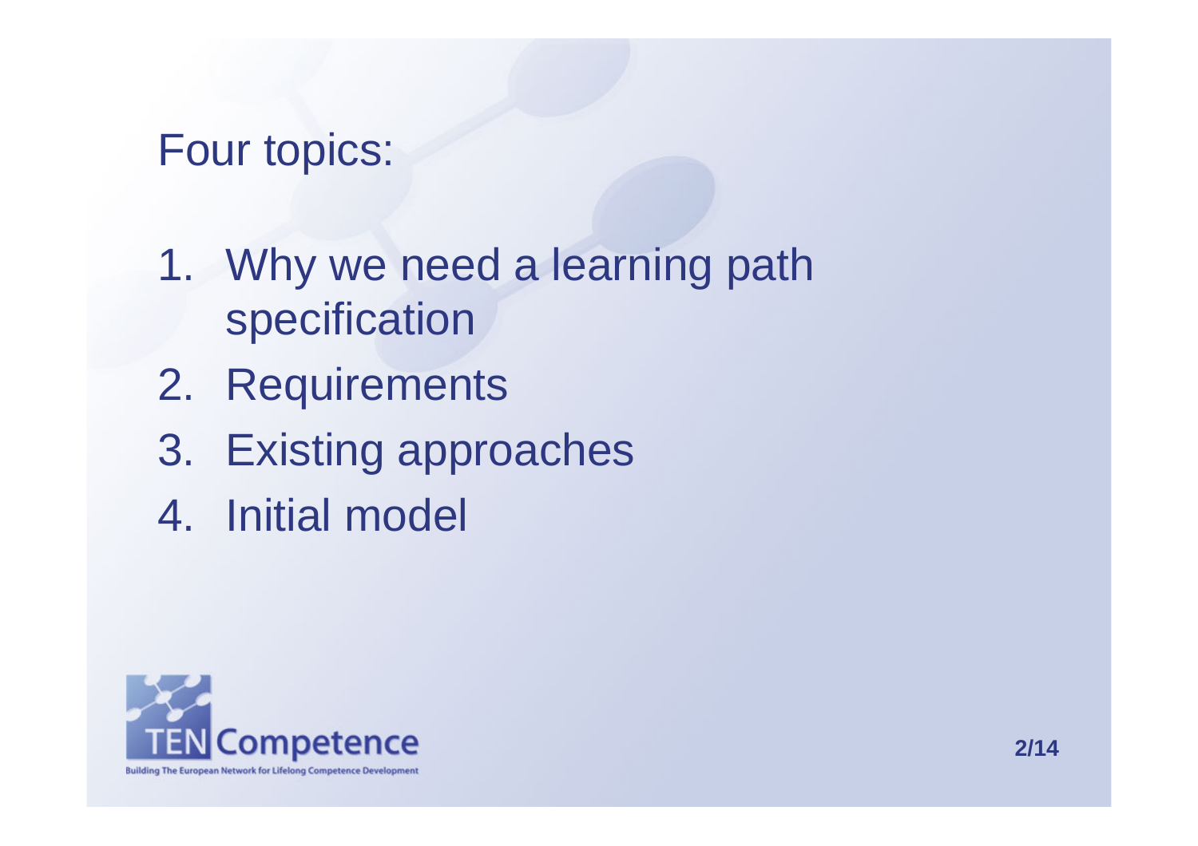# Four topics:

1. Why we need a learning path specification
2. Requirements
3. Existing approaches
4. Initial model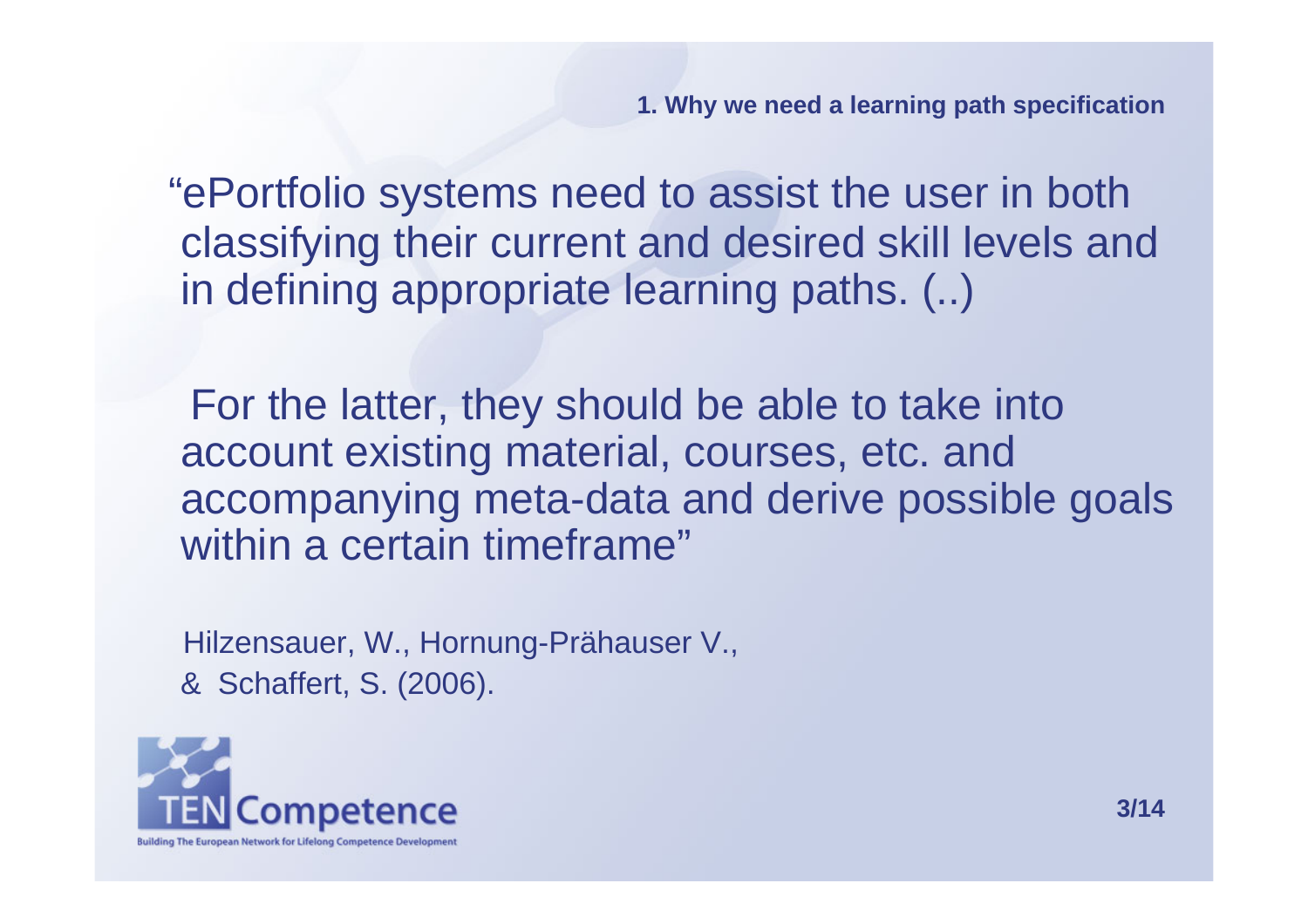## 1. Why we need a learning path specification

"ePortfolio systems need to assist the user in both classifying their current and desired skill levels and in defining appropriate learning paths. (..)

For the latter, they should be able to take into account existing material, courses, etc. and accompanying meta-data and derive possible goals within a certain timeframe"

Hilzensauer, W., Hornung-Prähauser V., & Schaffert, S. (2006).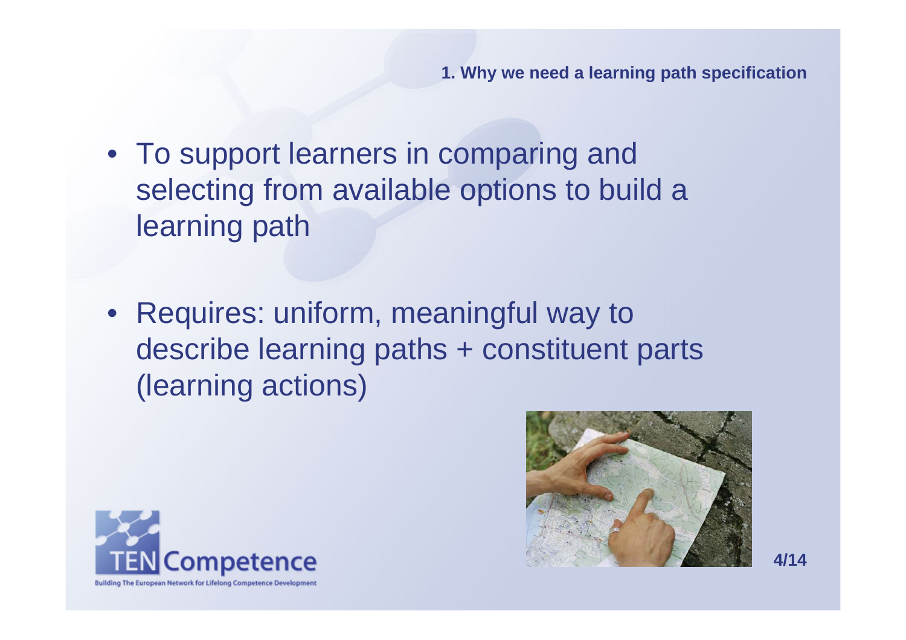## 1. Why we need a learning path specification

- To support learners in comparing and selecting from available options to build a learning path
- Requires: uniform, meaningful way to describe learning paths + constituent parts (learning actions)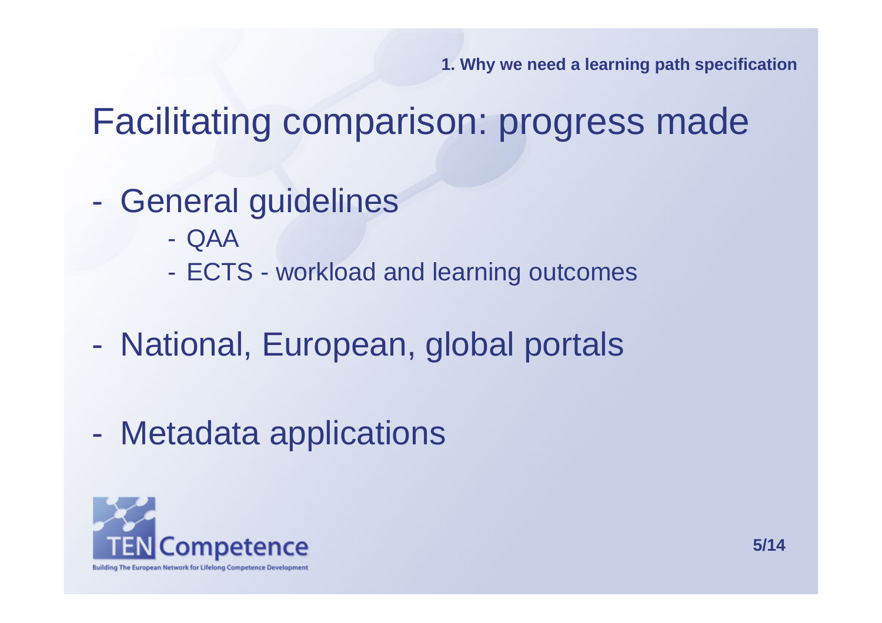# Facilitating comparison: progress made

- General guidelines
  - QAA
  - ECTS - workload and learning outcomes
- National, European, global portals
- Metadata applications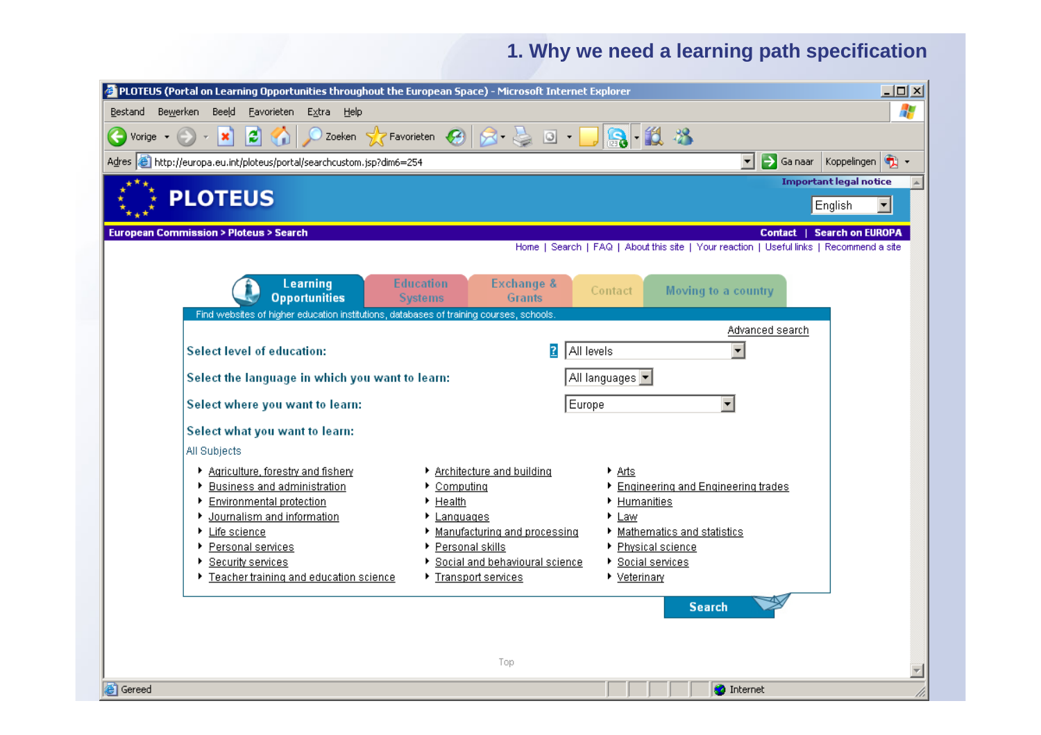# 1. Why we need a learning path specification

PLOTEUS (Portal on Learning Opportunities throughout the European Space) - Microsoft Internet Explorer

Bestand Bewerken Beeld Favorieten Extra Help

Vorige Zoeken Favorieten

Adres http://europa.eu.int/ploteus/portal/searchcustom.jsp?dim6=254 Ga naar Koppelingen

PLOTEUS

Important legal notice

English

European Commission > Ploteus > Search

Contact | Search on EUROPA

Home | Search | FAQ | About this site | Your reaction | Useful links | Recommend a site

Learning Opportunities | Education Systems | Exchange & Grants | Contact | Moving to a country

Find websites of higher education institutions, databases of training courses, schools.

Advanced search

Select level of education: All levels

Select the language in which you want to learn: All languages

Select where you want to learn: Europe

Select what you want to learn:

All Subjects

- Agriculture, forestry and fishery
- Business and administration
- Environmental protection
- Journalism and information
- Life science
- Personal services
- Security services
- Teacher training and education science
- Architecture and building
- Computing
- Health
- Languages
- Manufacturing and processing
- Personal skills
- Social and behavioural science
- Transport services
- Arts
- Engineering and Engineering trades
- Humanities
- Law
- Mathematics and statistics
- Physical science
- Social services
- Veterinary

Search

Top

Gereed Internet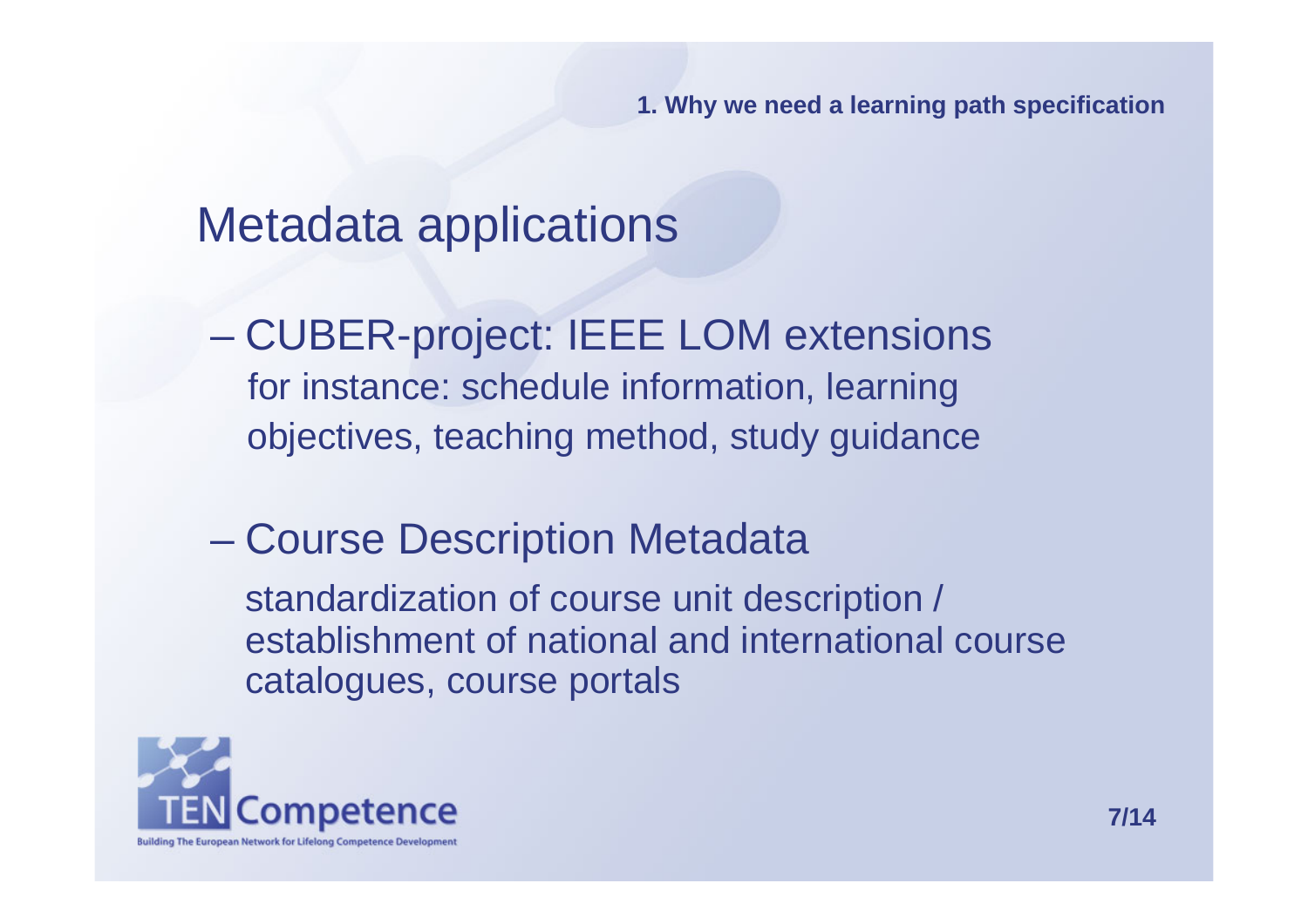## Metadata applications

- CUBER-project: IEEE LOM extensions

  for instance: schedule information, learning objectives, teaching method, study guidance

- Course Description Metadata

  standardization of course unit description / establishment of national and international course catalogues, course portals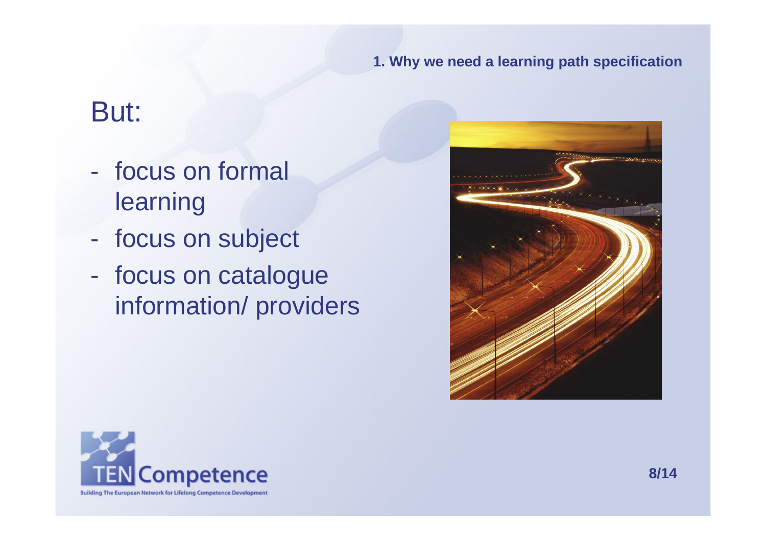1. Why we need a learning path specification

# But:

- focus on formal learning
- focus on subject
- focus on catalogue information/ providers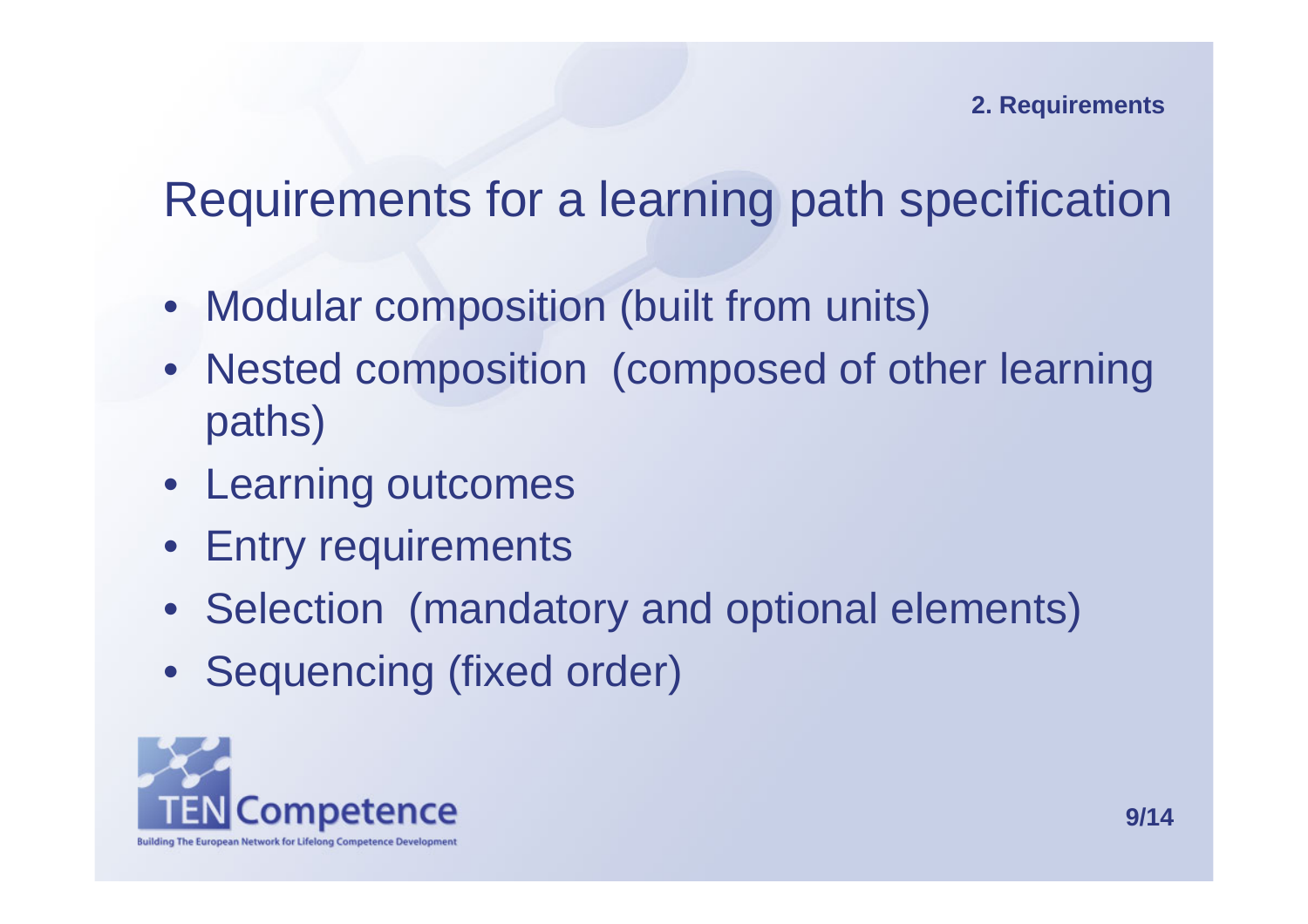# Requirements for a learning path specification

- Modular composition (built from units)
- Nested composition (composed of other learning paths)
- Learning outcomes
- Entry requirements
- Selection (mandatory and optional elements)
- Sequencing (fixed order)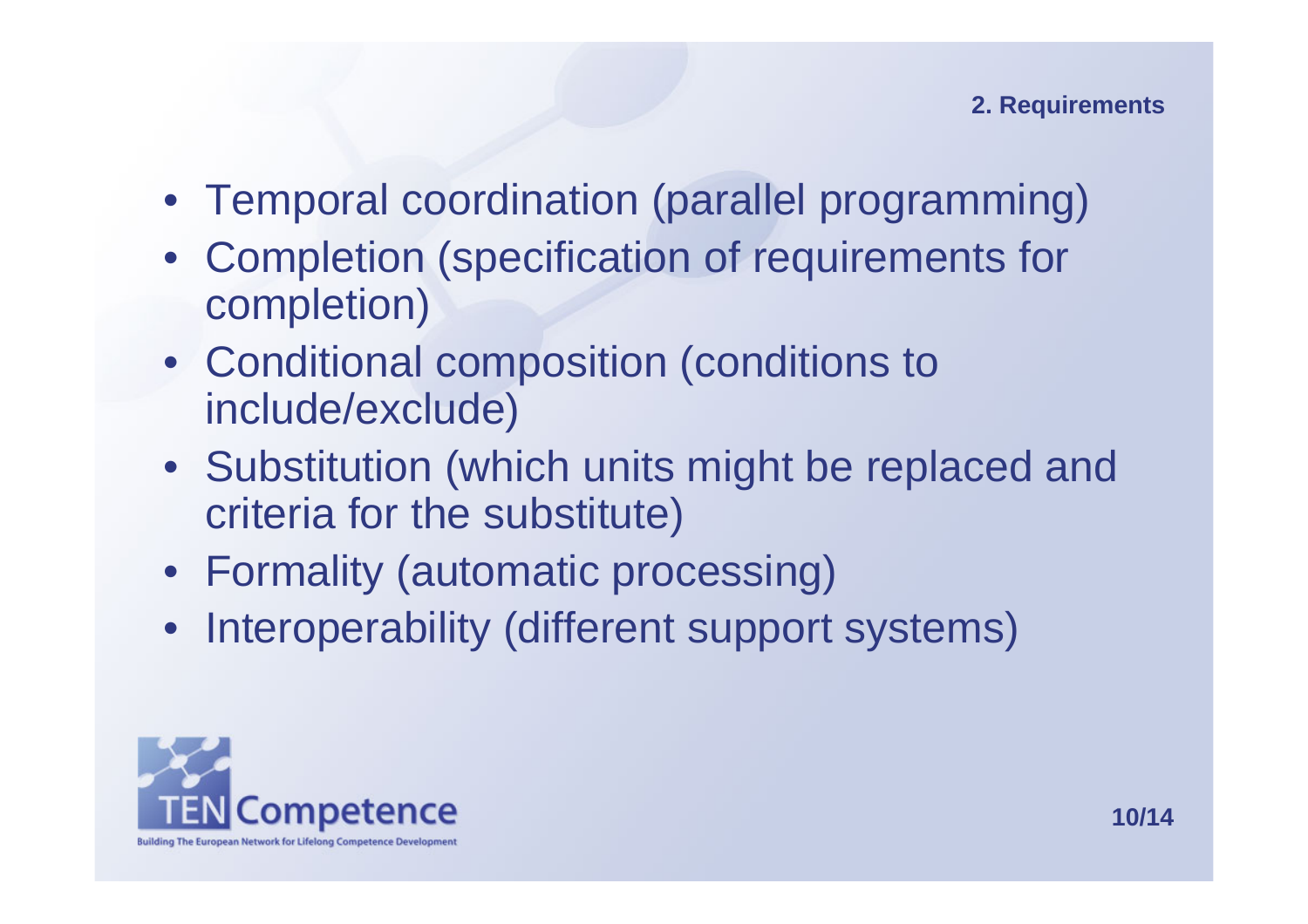## 2. Requirements

- Temporal coordination (parallel programming)
- Completion (specification of requirements for completion)
- Conditional composition (conditions to include/exclude)
- Substitution (which units might be replaced and criteria for the substitute)
- Formality (automatic processing)
- Interoperability (different support systems)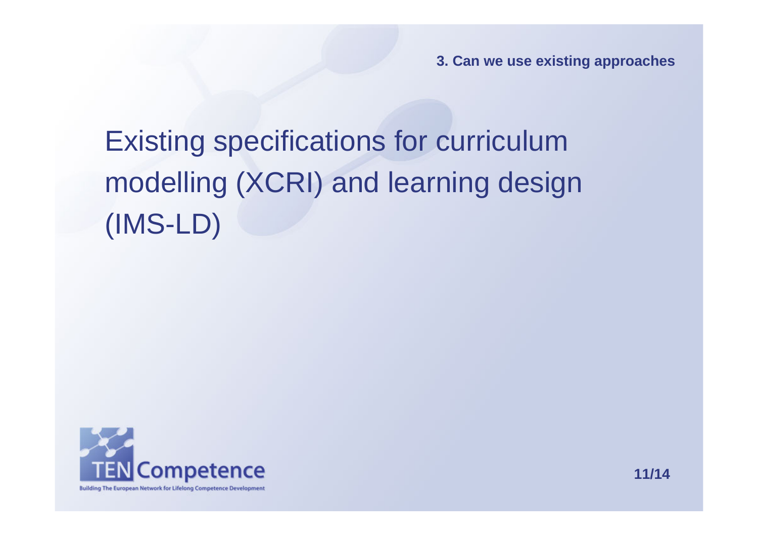3. Can we use existing approaches

# Existing specifications for curriculum modelling (XCRI) and learning design (IMS-LD)

TEN Competence

Building The European Network for Lifelong Competence Development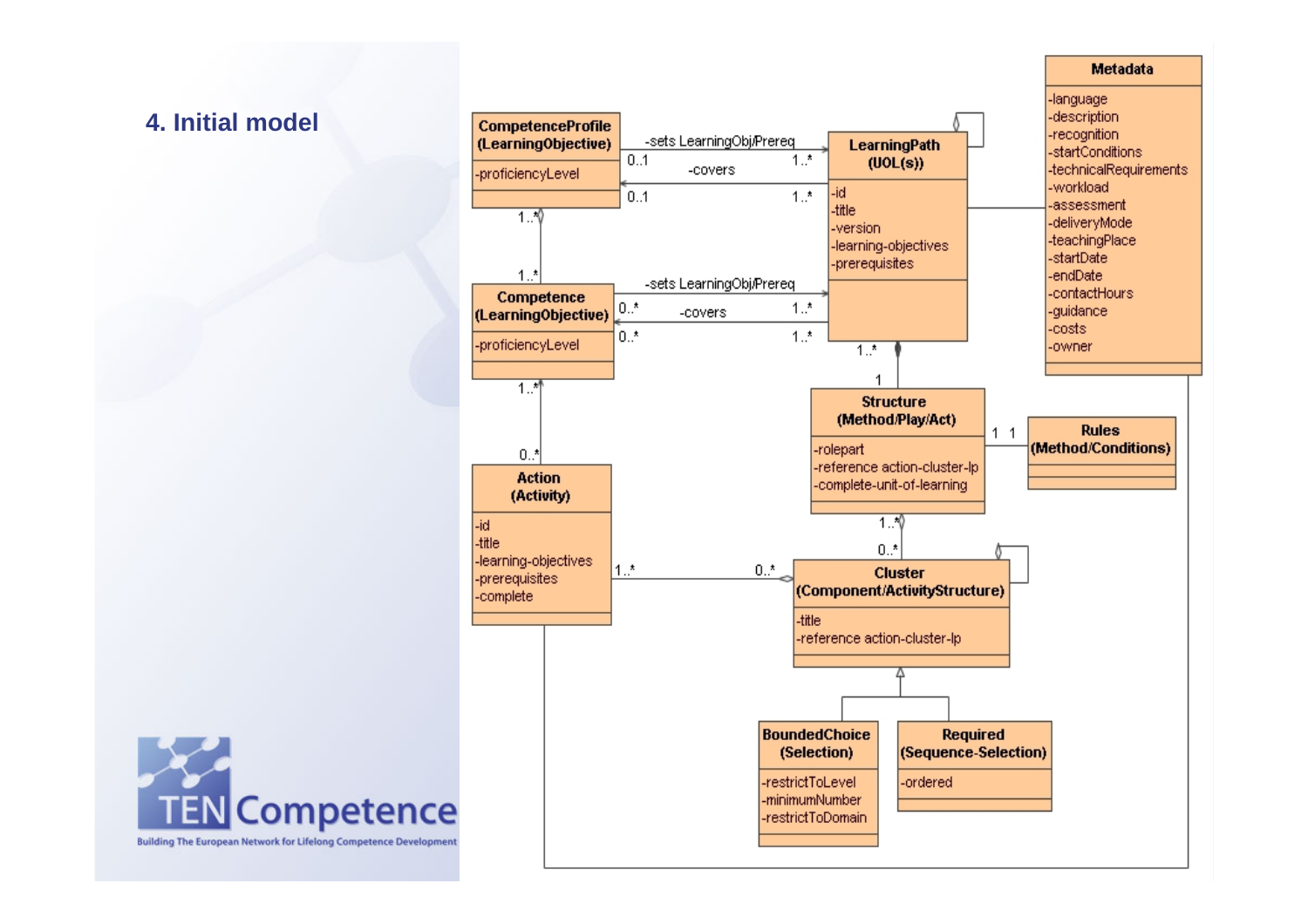## 4. Initial model

**CompetenceProfile (LearningObjective)**
- -proficiencyLevel

**LearningPath (UOL(s))**
- -id
- -title
- -version
- -learning-objectives
- -prerequisites

**Metadata**
- -language
- -description
- -recognition
- -startConditions
- -technicalRequirements
- -workload
- -assessment
- -deliveryMode
- -teachingPlace
- -startDate
- -endDate
- -contactHours
- -guidance
- -costs
- -owner

**Competence (LearningObjective)**
- -proficiencyLevel

**Structure (Method/Play/Act)**
- -rolepart
- -reference action-cluster-lp
- -complete-unit-of-learning

**Rules (Method/Conditions)**

**Action (Activity)**
- -id
- -title
- -learning-objectives
- -prerequisites
- -complete

**Cluster (Component/ActivityStructure)**
- -title
- -reference action-cluster-lp

**BoundedChoice (Selection)**
- -restrictToLevel
- -minimumNumber
- -restrictToDomain

**Required (Sequence-Selection)**
- -ordered

Associations:
- CompetenceProfile 0..1 — -sets LearningObj/Prereq — 1..* LearningPath
- CompetenceProfile 0..1 — -covers — 1..* LearningPath
- CompetenceProfile 1..* — 1..* Competence
- Competence 0..* — -sets LearningObj/Prereq — 1..* LearningPath
- Competence 0..* — -covers — 1..* LearningPath
- Competence 1..* — 0..* Action
- LearningPath 1..* — 1 Structure
- Structure 1 — 1 Rules
- Structure 1..* — 0..* Cluster
- Action 1..* — 0..* Cluster

TENCompetence – Building The European Network for Lifelong Competence Development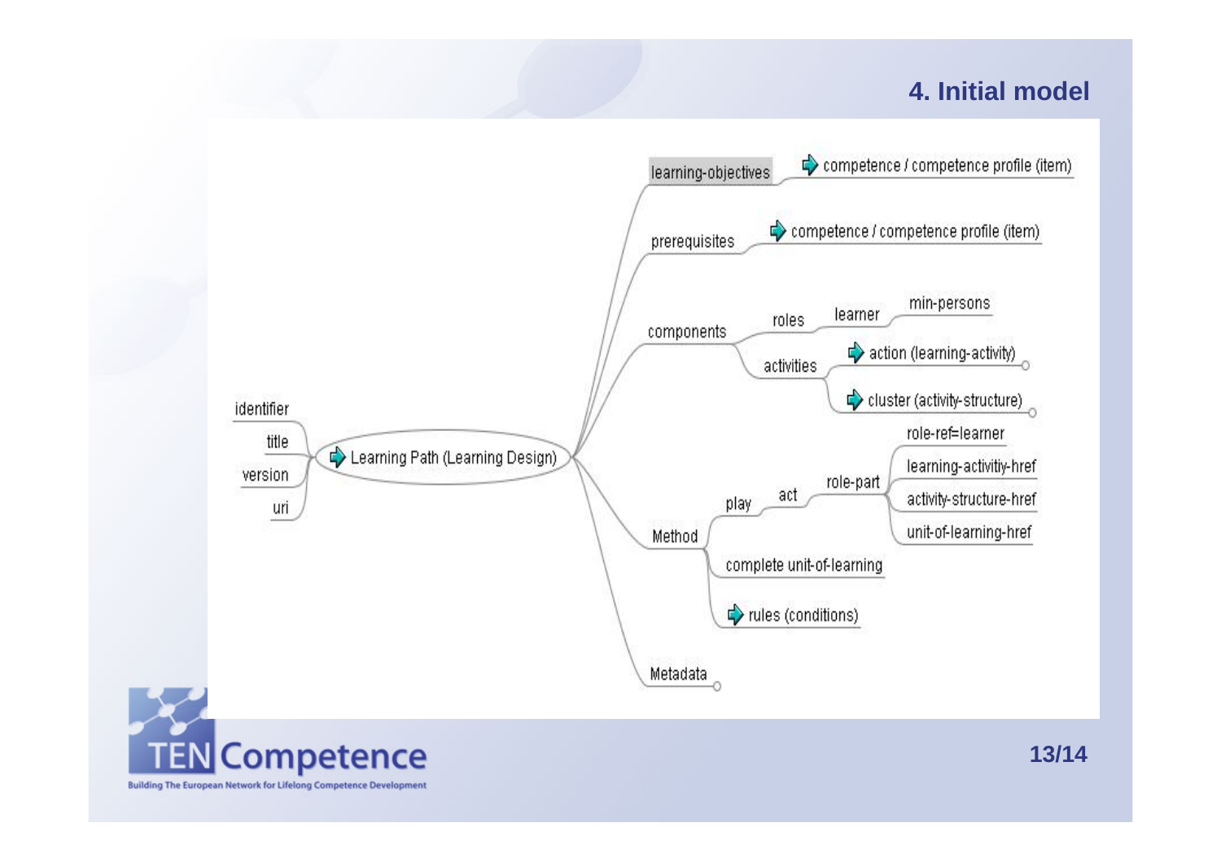# 4. Initial model

- Learning Path (Learning Design)
  - identifier
  - title
  - version
  - uri
  - learning-objectives
    - competence / competence profile (item)
  - prerequisites
    - competence / competence profile (item)
  - components
    - roles
      - learner
        - min-persons
    - activities
      - action (learning-activity)
      - cluster (activity-structure)
  - Method
    - play
      - act
        - role-part
          - role-ref=learner
          - learning-activitiy-href
          - activity-structure-href
          - unit-of-learning-href
    - complete unit-of-learning
    - rules (conditions)
  - Metadata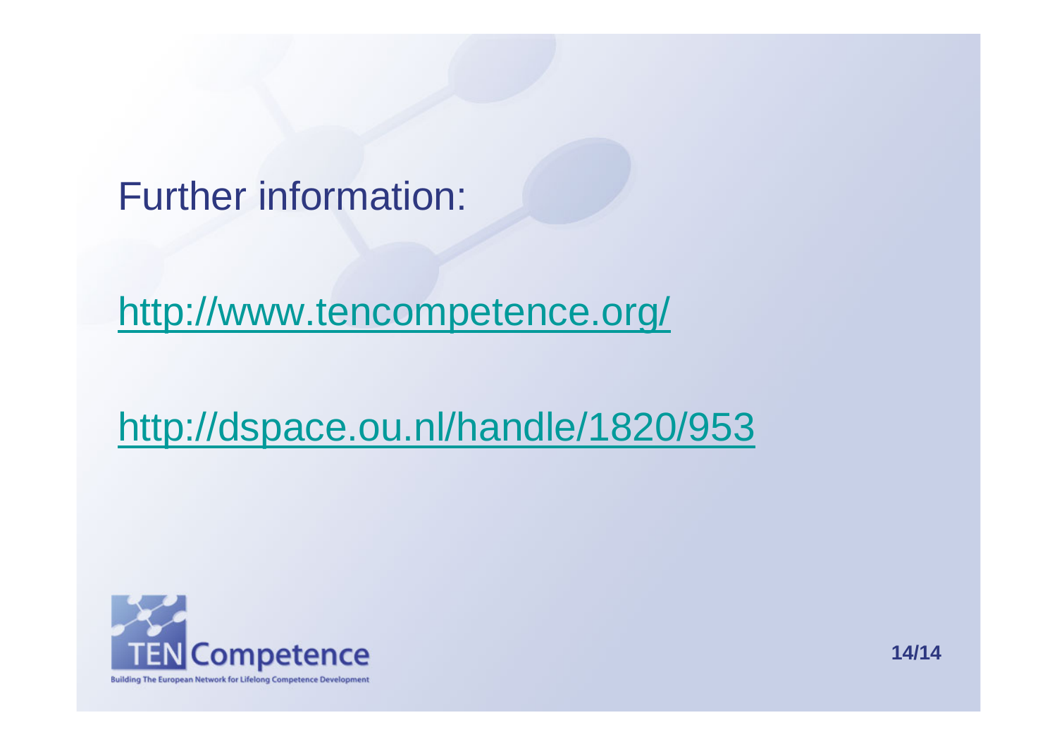Further information:

http://www.tencompetence.org/

http://dspace.ou.nl/handle/1820/953

TEN Competence

Building The European Network for Lifelong Competence Development